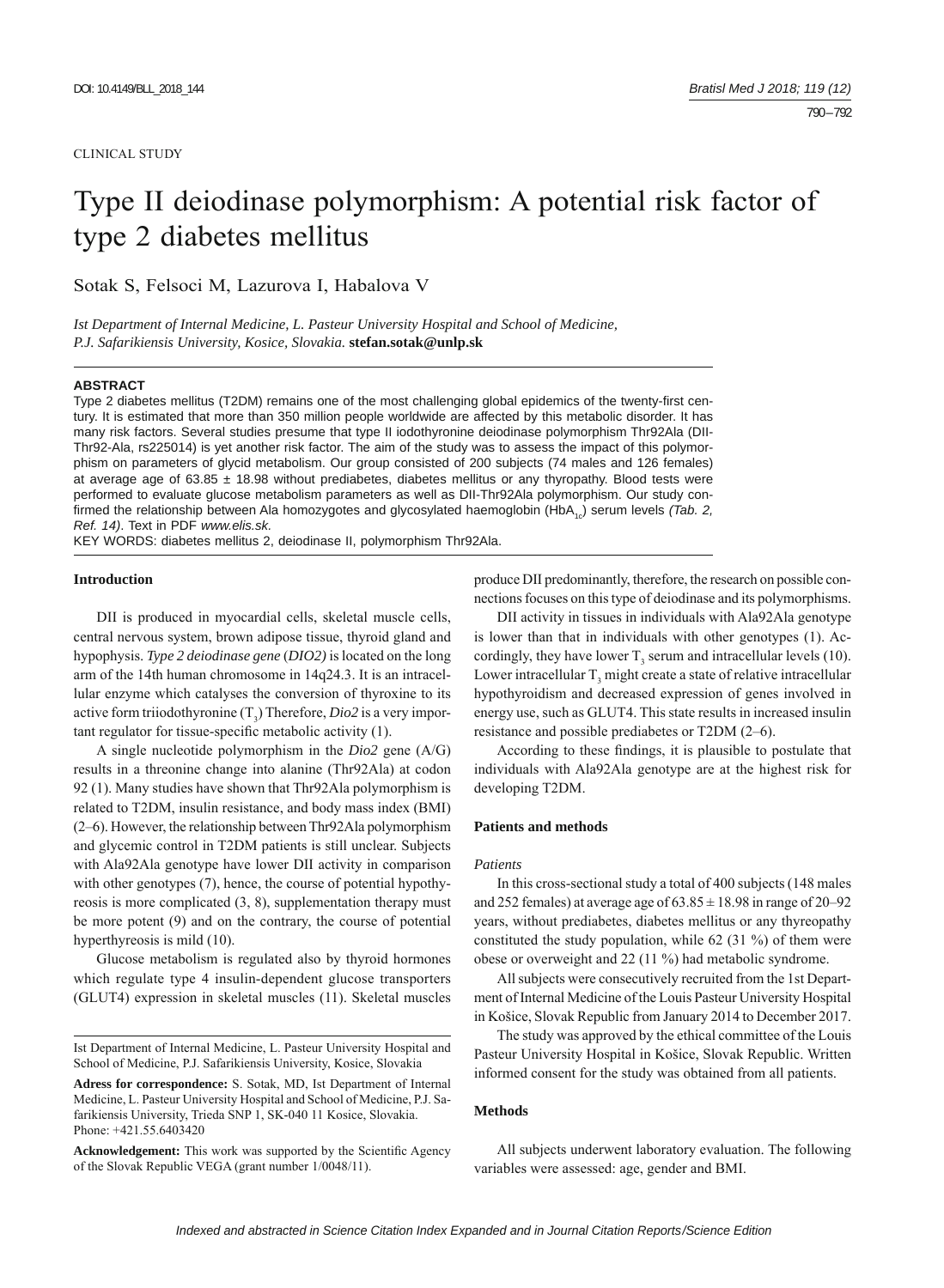CLINICAL STUDY

# Type II deiodinase polymorphism: A potential risk factor of type 2 diabetes mellitus

Sotak S, Felsoci M, Lazurova I, Habalova V

*Ist Department of Internal Medicine, L. Pasteur University Hospital and School of Medicine, P.J. Safarikiensis University, Kosice, Slovakia.* **stefan.sotak@unlp.sk**

**ABSTRACT**

Type 2 diabetes mellitus (T2DM) remains one of the most challenging global epidemics of the twenty-first century. It is estimated that more than 350 million people worldwide are affected by this metabolic disorder. It has many risk factors. Several studies presume that type II iodothyronine deiodinase polymorphism Thr92Ala (DII-Thr92-Ala, rs225014) is yet another risk factor. The aim of the study was to assess the impact of this polymorphism on parameters of glycid metabolism. Our group consisted of 200 subjects (74 males and 126 females) at average age of 63.85 ± 18.98 without prediabetes, diabetes mellitus or any thyropathy. Blood tests were performed to evaluate glucose metabolism parameters as well as DII-Thr92Ala polymorphism. Our study confirmed the relationship between Ala homozygotes and glycosylated haemoglobin ($HbA_{1c}$) serum levels *(Tab. 2, Ref. 14)*. Text in PDF *www.elis.sk.*

KEY WORDS: diabetes mellitus 2, deiodinase II, polymorphism Thr92Ala.

### Introduction

DII is produced in myocardial cells, skeletal muscle cells, central nervous system, brown adipose tissue, thyroid gland and hypophysis. *Type 2 deiodinase gene* (*DIO2)* is located on the long arm of the 14th human chromosome in 14q24.3. It is an intracellular enzyme which catalyses the conversion of thyroxine to its active form triiodothyronine ($T_3$) Therefore, *Dio2* is a very important regulator for tissue-specific metabolic activity (1).

A single nucleotide polymorphism in the *Dio2* gene (A/G) results in a threonine change into alanine (Thr92Ala) at codon 92 (1). Many studies have shown that Thr92Ala polymorphism is related to T2DM, insulin resistance, and body mass index (BMI) (2–6). However, the relationship between Thr92Ala polymorphism and glycemic control in T2DM patients is still unclear. Subjects with Ala92Ala genotype have lower DII activity in comparison with other genotypes (7), hence, the course of potential hypothyreosis is more complicated (3, 8), supplementation therapy must be more potent (9) and on the contrary, the course of potential hyperthyreosis is mild (10).

Glucose metabolism is regulated also by thyroid hormones which regulate type 4 insulin-dependent glucose transporters (GLUT4) expression in skeletal muscles (11). Skeletal muscles produce DII predominantly, therefore, the research on possible connections focuses on this type of deiodinase and its polymorphisms.

DII activity in tissues in individuals with Ala92Ala genotype is lower than that in individuals with other genotypes (1). Accordingly, they have lower $T_3$ serum and intracellular levels (10). Lower intracellular $T_3$ might create a state of relative intracellular hypothyroidism and decreased expression of genes involved in energy use, such as GLUT4. This state results in increased insulin resistance and possible prediabetes or T2DM (2–6).

According to these findings, it is plausible to postulate that individuals with Ala92Ala genotype are at the highest risk for developing T2DM.

### Patients and methods

*Patients*

In this cross-sectional study a total of 400 subjects (148 males and 252 females) at average age of 63.85 ± 18.98 in range of 20–92 years, without prediabetes, diabetes mellitus or any thyreopathy constituted the study population, while 62 (31 %) of them were obese or overweight and 22 (11 %) had metabolic syndrome.

All subjects were consecutively recruited from the 1st Department of Internal Medicine of the Louis Pasteur University Hospital in Košice, Slovak Republic from January 2014 to December 2017.

The study was approved by the ethical committee of the Louis Pasteur University Hospital in Košice, Slovak Republic. Written informed consent for the study was obtained from all patients.

### Methods

All subjects underwent laboratory evaluation. The following variables were assessed: age, gender and BMI.

Ist Department of Internal Medicine, L. Pasteur University Hospital and School of Medicine, P.J. Safarikiensis University, Kosice, Slovakia

**Adress for correspondence:** S. Sotak, MD, Ist Department of Internal Medicine, L. Pasteur University Hospital and School of Medicine, P.J. Safarikiensis University, Trieda SNP 1, SK-040 11 Kosice, Slovakia. Phone: +421.55.6403420

**Acknowledgement:** This work was supported by the Scientific Agency of the Slovak Republic VEGA (grant number 1/0048/11).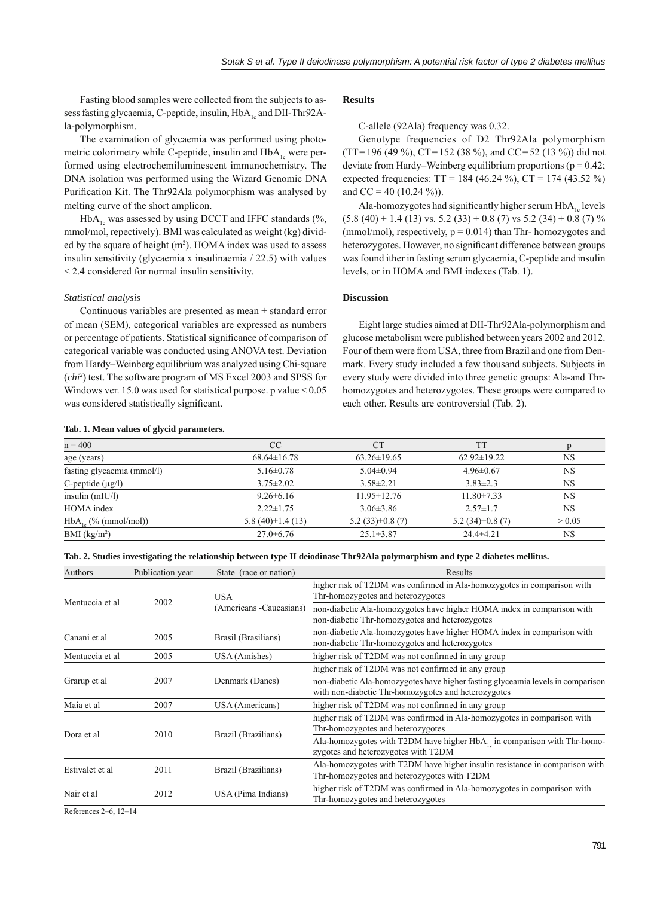Fasting blood samples were collected from the subjects to assess fasting glycaemia, C-peptide, insulin, $HbA_{1c}$ and DII-Thr92Ala-polymorphism.

The examination of glycaemia was performed using photometric colorimetry while C-peptide, insulin and $HbA_{1c}$ were performed using electrochemiluminescent immunochemistry. The DNA isolation was performed using the Wizard Genomic DNA Purification Kit. The Thr92Ala polymorphism was analysed by melting curve of the short amplicon.

$HbA_{1c}$ was assessed by using DCCT and IFFC standards (%, mmol/mol, repectively). BMI was calculated as weight (kg) divided by the square of height ($m^2$). HOMA index was used to assess insulin sensitivity (glycaemia x insulinaemia / 22.5) with values < 2.4 considered for normal insulin sensitivity.

### *Statistical analysis*

Continuous variables are presented as mean ± standard error of mean (SEM), categorical variables are expressed as numbers or percentage of patients. Statistical significance of comparison of categorical variable was conducted using ANOVA test. Deviation from Hardy–Weinberg equilibrium was analyzed using Chi-square ($chi^2$) test. The software program of MS Excel 2003 and SPSS for Windows ver. 15.0 was used for statistical purpose. p value < 0.05 was considered statistically significant.

## Results

C-allele (92Ala) frequency was 0.32.

Genotype frequencies of D2 Thr92Ala polymorphism (TT = 196 (49 %), CT = 152 (38 %), and CC = 52 (13 %)) did not deviate from Hardy–Weinberg equilibrium proportions ($p = 0.42$; expected frequencies: TT = 184 (46.24 %), CT = 174 (43.52 %) and CC = 40 (10.24 %)).

Ala-homozygotes had significantly higher serum $HbA_{1c}$ levels (5.8 (40) ± 1.4 (13) vs. 5.2 (33) ± 0.8 (7) vs 5.2 (34) ± 0.8 (7) % (mmol/mol), respectively, $p = 0.014$) than Thr- homozygotes and heterozygotes. However, no significant difference between groups was found ither in fasting serum glycaemia, C-peptide and insulin levels, or in HOMA and BMI indexes (Tab. 1).

## Discussion

Eight large studies aimed at DII-Thr92Ala-polymorphism and glucose metabolism were published between years 2002 and 2012. Four of them were from USA, three from Brazil and one from Denmark. Every study included a few thousand subjects. Subjects in every study were divided into three genetic groups: Ala-and Thr-homozygotes and heterozygotes. These groups were compared to each other. Results are controversial (Tab. 2).

**Tab. 1. Mean values of glycid parameters.**

| n = 400 | CC | CT | TT | p |
|---|---|---|---|---|
| age (years) | 68.64±16.78 | 63.26±19.65 | 62.92±19.22 | NS |
| fasting glycaemia (mmol/l) | 5.16±0.78 | 5.04±0.94 | 4.96±0.67 | NS |
| C-peptide (μg/l) | 3.75±2.02 | 3.58±2.21 | 3.83±2.3 | NS |
| insulin (mIU/l) | 9.26±6.16 | 11.95±12.76 | 11.80±7.33 | NS |
| HOMA index | 2.22±1.75 | 3.06±3.86 | 2.57±1.7 | NS |
| $HbA_{1c}$ (% (mmol/mol)) | 5.8 (40)±1.4 (13) | 5.2 (33)±0.8 (7) | 5.2 (34)±0.8 (7) | > 0.05 |
| BMI ($kg/m^2$) | 27.0±6.76 | 25.1±3.87 | 24.4±4.21 | NS |

**Tab. 2. Studies investigating the relationship between type II deiodinase Thr92Ala polymorphism and type 2 diabetes mellitus.**

| Authors | Publication year | State (race or nation) | Results |
|---|---|---|---|
| Mentuccia et al | 2002 | USA (Americans -Caucasians) | higher risk of T2DM was confirmed in Ala-homozygotes in comparison with Thr-homozygotes and heterozygotes |
| | | | non-diabetic Ala-homozygotes have higher HOMA index in comparison with non-diabetic Thr-homozygotes and heterozygotes |
| Canani et al | 2005 | Brasil (Brasilians) | non-diabetic Ala-homozygotes have higher HOMA index in comparison with non-diabetic Thr-homozygotes and heterozygotes |
| Mentuccia et al | 2005 | USA (Amishes) | higher risk of T2DM was not confirmed in any group |
| Grarup et al | 2007 | Denmark (Danes) | higher risk of T2DM was not confirmed in any group |
| | | | non-diabetic Ala-homozygotes have higher fasting glyceamia levels in comparison with non-diabetic Thr-homozygotes and heterozygotes |
| Maia et al | 2007 | USA (Americans) | higher risk of T2DM was not confirmed in any group |
| Dora et al | 2010 | Brazil (Brazilians) | higher risk of T2DM was confirmed in Ala-homozygotes in comparison with Thr-homozygotes and heterozygotes |
| | | | Ala-homozygotes with T2DM have higher $HbA_{1c}$ in comparison with Thr-homozygotes and heterozygotes with T2DM |
| Estivalet et al | 2011 | Brazil (Brazilians) | Ala-homozygotes with T2DM have higher insulin resistance in comparison with Thr-homozygotes and heterozygotes with T2DM |
| Nair et al | 2012 | USA (Pima Indians) | higher risk of T2DM was confirmed in Ala-homozygotes in comparison with Thr-homozygotes and heterozygotes |

References 2–6, 12–14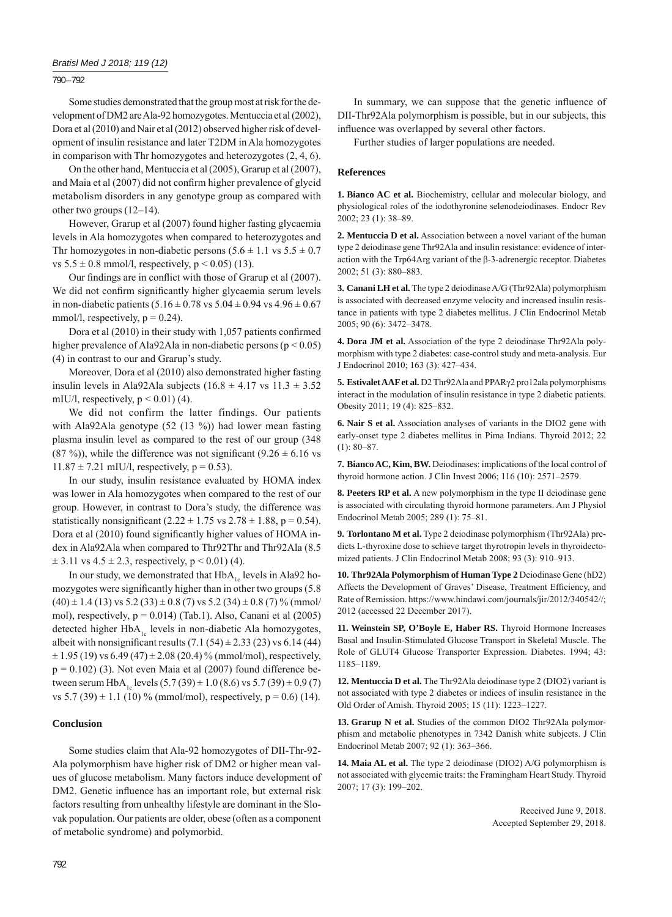Some studies demonstrated that the group most at risk for the development of DM2 are Ala-92 homozygotes. Mentuccia et al (2002), Dora et al (2010) and Nair et al (2012) observed higher risk of development of insulin resistance and later T2DM in Ala homozygotes in comparison with Thr homozygotes and heterozygotes (2, 4, 6).

On the other hand, Mentuccia et al (2005), Grarup et al (2007), and Maia et al (2007) did not confirm higher prevalence of glycid metabolism disorders in any genotype group as compared with other two groups (12–14).

However, Grarup et al (2007) found higher fasting glycaemia levels in Ala homozygotes when compared to heterozygotes and Thr homozygotes in non-diabetic persons ($5.6 \pm 1.1$ vs $5.5 \pm 0.7$ vs $5.5 \pm 0.8$ mmol/l, respectively, $p < 0.05$) (13).

Our findings are in conflict with those of Grarup et al (2007). We did not confirm significantly higher glycaemia serum levels in non-diabetic patients ($5.16 \pm 0.78$ vs $5.04 \pm 0.94$ vs $4.96 \pm 0.67$ mmol/l, respectively, $p = 0.24$).

Dora et al (2010) in their study with 1,057 patients confirmed higher prevalence of Ala92Ala in non-diabetic persons ($p < 0.05$) (4) in contrast to our and Grarup's study.

Moreover, Dora et al (2010) also demonstrated higher fasting insulin levels in Ala92Ala subjects ($16.8 \pm 4.17$ vs $11.3 \pm 3.52$ mIU/l, respectively, $p < 0.01$) (4).

We did not confirm the latter findings. Our patients with Ala92Ala genotype (52 (13 %)) had lower mean fasting plasma insulin level as compared to the rest of our group (348 (87 %)), while the difference was not significant ($9.26 \pm 6.16$ vs $11.87 \pm 7.21$ mIU/l, respectively, $p = 0.53$).

In our study, insulin resistance evaluated by HOMA index was lower in Ala homozygotes when compared to the rest of our group. However, in contrast to Dora's study, the difference was statistically nonsignificant ($2.22 \pm 1.75$ vs $2.78 \pm 1.88$, $p = 0.54$). Dora et al (2010) found significantly higher values of HOMA index in Ala92Ala when compared to Thr92Thr and Thr92Ala ($8.5 \pm 3.11$ vs $4.5 \pm 2.3$, respectively, $p < 0.01$) (4).

In our study, we demonstrated that $HbA_{1c}$ levels in Ala92 homozygotes were significantly higher than in other two groups (5.8 (40) ± 1.4 (13) vs 5.2 (33) ± 0.8 (7) vs 5.2 (34) ± 0.8 (7) % (mmol/mol), respectively, $p = 0.014$) (Tab.1). Also, Canani et al (2005) detected higher $HbA_{1c}$ levels in non-diabetic Ala homozygotes, albeit with nonsignificant results (7.1 (54) ± 2.33 (23) vs 6.14 (44) ± 1.95 (19) vs 6.49 (47) ± 2.08 (20.4) % (mmol/mol), respectively, $p = 0.102$) (3). Not even Maia et al (2007) found difference between serum $HbA_{1c}$ levels (5.7 (39) ± 1.0 (8.6) vs 5.7 (39) ± 0.9 (7) vs 5.7 (39) ± 1.1 (10) % (mmol/mol), respectively, $p = 0.6$) (14).

## Conclusion

Some studies claim that Ala-92 homozygotes of DII-Thr-92-Ala polymorphism have higher risk of DM2 or higher mean values of glucose metabolism. Many factors induce development of DM2. Genetic influence has an important role, but external risk factors resulting from unhealthy lifestyle are dominant in the Slovak population. Our patients are older, obese (often as a component of metabolic syndrome) and polymorbid.

In summary, we can suppose that the genetic influence of DII-Thr92Ala polymorphism is possible, but in our subjects, this influence was overlapped by several other factors.

Further studies of larger populations are needed.

## References

**1. Bianco AC et al.** Biochemistry, cellular and molecular biology, and physiological roles of the iodothyronine selenodeiodinases. Endocr Rev 2002; 23 (1): 38–89.

**2. Mentuccia D et al.** Association between a novel variant of the human type 2 deiodinase gene Thr92Ala and insulin resistance: evidence of interaction with the Trp64Arg variant of the β-3-adrenergic receptor. Diabetes 2002; 51 (3): 880–883.

**3. Canani LH et al.** The type 2 deiodinase A/G (Thr92Ala) polymorphism is associated with decreased enzyme velocity and increased insulin resistance in patients with type 2 diabetes mellitus. J Clin Endocrinol Metab 2005; 90 (6): 3472–3478.

**4. Dora JM et al.** Association of the type 2 deiodinase Thr92Ala polymorphism with type 2 diabetes: case-control study and meta-analysis. Eur J Endocrinol 2010; 163 (3): 427–434.

**5. Estivalet AAF et al.** D2 Thr92Ala and PPARγ2 pro12ala polymorphisms interact in the modulation of insulin resistance in type 2 diabetic patients. Obesity 2011; 19 (4): 825–832.

**6. Nair S et al.** Association analyses of variants in the DIO2 gene with early-onset type 2 diabetes mellitus in Pima Indians. Thyroid 2012; 22 (1): 80–87.

**7. Bianco AC, Kim, BW.** Deiodinases: implications of the local control of thyroid hormone action. J Clin Invest 2006; 116 (10): 2571–2579.

**8. Peeters RP et al.** A new polymorphism in the type II deiodinase gene is associated with circulating thyroid hormone parameters. Am J Physiol Endocrinol Metab 2005; 289 (1): 75–81.

**9. Torlontano M et al.** Type 2 deiodinase polymorphism (Thr92Ala) predicts L-thyroxine dose to schieve target thyrotropin levels in thyroidectomized patients. J Clin Endocrinol Metab 2008; 93 (3): 910–913.

**10. Thr92Ala Polymorphism of Human Type 2** Deiodinase Gene (hD2) Affects the Development of Graves' Disease, Treatment Efficiency, and Rate of Remission. https://www.hindawi.com/journals/jir/2012/340542//; 2012 (accessed 22 December 2017).

**11. Weinstein SP, O'Boyle E, Haber RS.** Thyroid Hormone Increases Basal and Insulin-Stimulated Glucose Transport in Skeletal Muscle. The Role of GLUT4 Glucose Transporter Expression. Diabetes. 1994; 43: 1185–1189.

**12. Mentuccia D et al.** The Thr92Ala deiodinase type 2 (DIO2) variant is not associated with type 2 diabetes or indices of insulin resistance in the Old Order of Amish. Thyroid 2005; 15 (11): 1223–1227.

**13. Grarup N et al.** Studies of the common DIO2 Thr92Ala polymorphism and metabolic phenotypes in 7342 Danish white subjects. J Clin Endocrinol Metab 2007; 92 (1): 363–366.

**14. Maia AL et al.** The type 2 deiodinase (DIO2) A/G polymorphism is not associated with glycemic traits: the Framingham Heart Study. Thyroid 2007; 17 (3): 199–202.

Received June 9, 2018.
Accepted September 29, 2018.